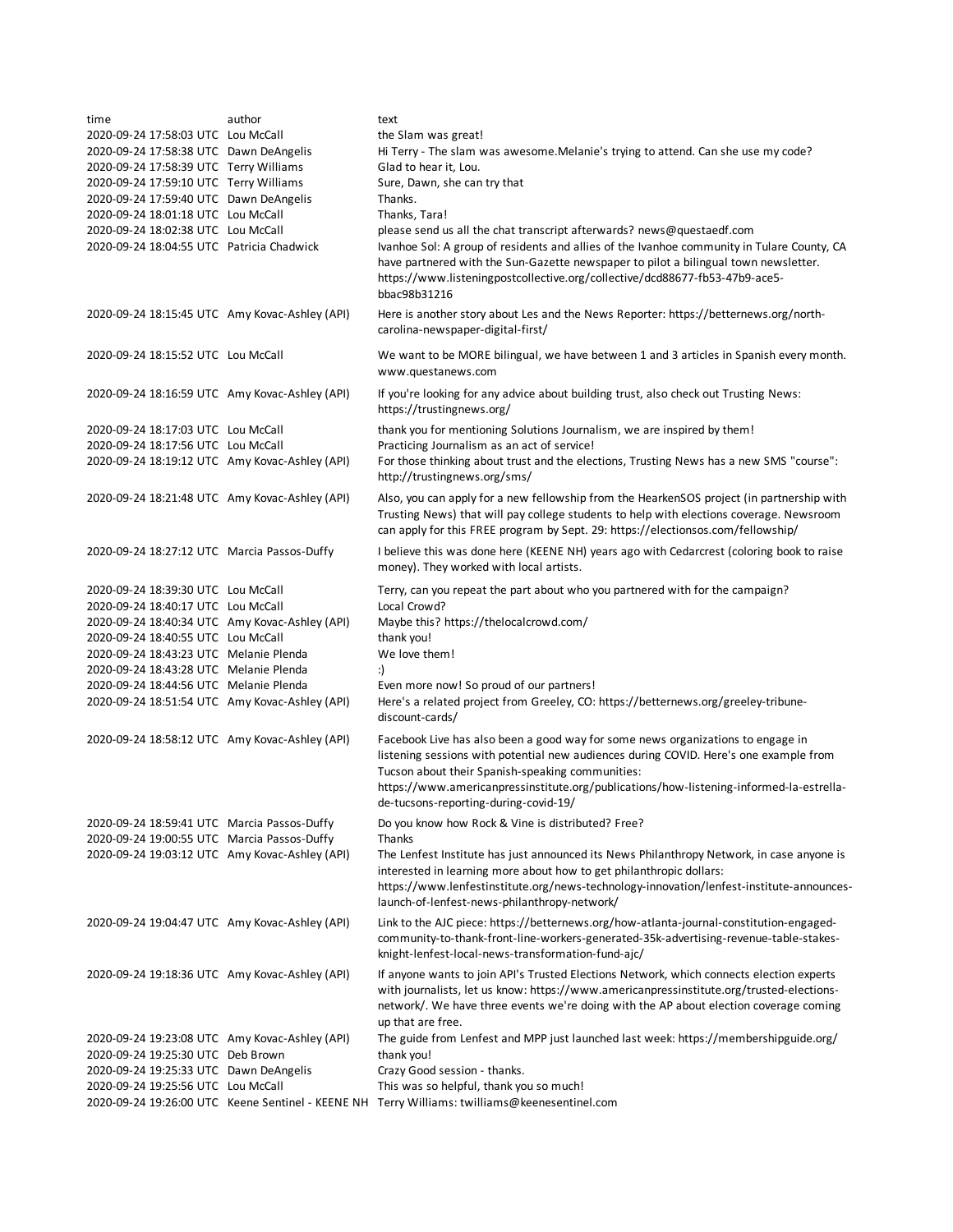| time | author | text |
|---|---|---|
| 2020-09-24 17:58:03 UTC | Lou McCall | the Slam was great! |
| 2020-09-24 17:58:38 UTC | Dawn DeAngelis | Hi Terry - The slam was awesome.Melanie's trying to attend. Can she use my code? |
| 2020-09-24 17:58:39 UTC | Terry Williams | Glad to hear it, Lou. |
| 2020-09-24 17:59:10 UTC | Terry Williams | Sure, Dawn, she can try that |
| 2020-09-24 17:59:40 UTC | Dawn DeAngelis | Thanks. |
| 2020-09-24 18:01:18 UTC | Lou McCall | Thanks, Tara! |
| 2020-09-24 18:02:38 UTC | Lou McCall | please send us all the chat transcript afterwards? news@questaedf.com |
| 2020-09-24 18:04:55 UTC | Patricia Chadwick | Ivanhoe Sol: A group of residents and allies of the Ivanhoe community in Tulare County, CA have partnered with the Sun-Gazette newspaper to pilot a bilingual town newsletter. https://www.listeningpostcollective.org/collective/dcd88677-fb53-47b9-ace5-bbac98b31216 |
| 2020-09-24 18:15:45 UTC | Amy Kovac-Ashley (API) | Here is another story about Les and the News Reporter: https://betternews.org/north-carolina-newspaper-digital-first/ |
| 2020-09-24 18:15:52 UTC | Lou McCall | We want to be MORE bilingual, we have between 1 and 3 articles in Spanish every month. www.questanews.com |
| 2020-09-24 18:16:59 UTC | Amy Kovac-Ashley (API) | If you're looking for any advice about building trust, also check out Trusting News: https://trustingnews.org/ |
| 2020-09-24 18:17:03 UTC | Lou McCall | thank you for mentioning Solutions Journalism, we are inspired by them! |
| 2020-09-24 18:17:56 UTC | Lou McCall | Practicing Journalism as an act of service! |
| 2020-09-24 18:19:12 UTC | Amy Kovac-Ashley (API) | For those thinking about trust and the elections, Trusting News has a new SMS "course": http://trustingnews.org/sms/ |
| 2020-09-24 18:21:48 UTC | Amy Kovac-Ashley (API) | Also, you can apply for a new fellowship from the HearkenSOS project (in partnership with Trusting News) that will pay college students to help with elections coverage. Newsroom can apply for this FREE program by Sept. 29: https://electionsos.com/fellowship/ |
| 2020-09-24 18:27:12 UTC | Marcia Passos-Duffy | I believe this was done here (KEENE NH) years ago with Cedarcrest (coloring book to raise money). They worked with local artists. |
| 2020-09-24 18:39:30 UTC | Lou McCall | Terry, can you repeat the part about who you partnered with for the campaign? |
| 2020-09-24 18:40:17 UTC | Lou McCall | Local Crowd? |
| 2020-09-24 18:40:34 UTC | Amy Kovac-Ashley (API) | Maybe this? https://thelocalcrowd.com/ |
| 2020-09-24 18:40:55 UTC | Lou McCall | thank you! |
| 2020-09-24 18:43:23 UTC | Melanie Plenda | We love them! |
| 2020-09-24 18:43:28 UTC | Melanie Plenda | :) |
| 2020-09-24 18:44:56 UTC | Melanie Plenda | Even more now! So proud of our partners! |
| 2020-09-24 18:51:54 UTC | Amy Kovac-Ashley (API) | Here's a related project from Greeley, CO: https://betternews.org/greeley-tribune-discount-cards/ |
| 2020-09-24 18:58:12 UTC | Amy Kovac-Ashley (API) | Facebook Live has also been a good way for some news organizations to engage in listening sessions with potential new audiences during COVID. Here's one example from Tucson about their Spanish-speaking communities: https://www.americanpressinstitute.org/publications/how-listening-informed-la-estrella-de-tucsons-reporting-during-covid-19/ |
| 2020-09-24 18:59:41 UTC | Marcia Passos-Duffy | Do you know how Rock & Vine is distributed? Free? |
| 2020-09-24 19:00:55 UTC | Marcia Passos-Duffy | Thanks |
| 2020-09-24 19:03:12 UTC | Amy Kovac-Ashley (API) | The Lenfest Institute has just announced its News Philanthropy Network, in case anyone is interested in learning more about how to get philanthropic dollars: https://www.lenfestinstitute.org/news-technology-innovation/lenfest-institute-announces-launch-of-lenfest-news-philanthropy-network/ |
| 2020-09-24 19:04:47 UTC | Amy Kovac-Ashley (API) | Link to the AJC piece: https://betternews.org/how-atlanta-journal-constitution-engaged-community-to-thank-front-line-workers-generated-35k-advertising-revenue-table-stakes-knight-lenfest-local-news-transformation-fund-ajc/ |
| 2020-09-24 19:18:36 UTC | Amy Kovac-Ashley (API) | If anyone wants to join API's Trusted Elections Network, which connects election experts with journalists, let us know: https://www.americanpressinstitute.org/trusted-elections-network/. We have three events we're doing with the AP about election coverage coming up that are free. |
| 2020-09-24 19:23:08 UTC | Amy Kovac-Ashley (API) | The guide from Lenfest and MPP just launched last week: https://membershipguide.org/ |
| 2020-09-24 19:25:30 UTC | Deb Brown | thank you! |
| 2020-09-24 19:25:33 UTC | Dawn DeAngelis | Crazy Good session - thanks. |
| 2020-09-24 19:25:56 UTC | Lou McCall | This was so helpful, thank you so much! |
| 2020-09-24 19:26:00 UTC | Keene Sentinel - KEENE NH | Terry Williams: twilliams@keenesentinel.com |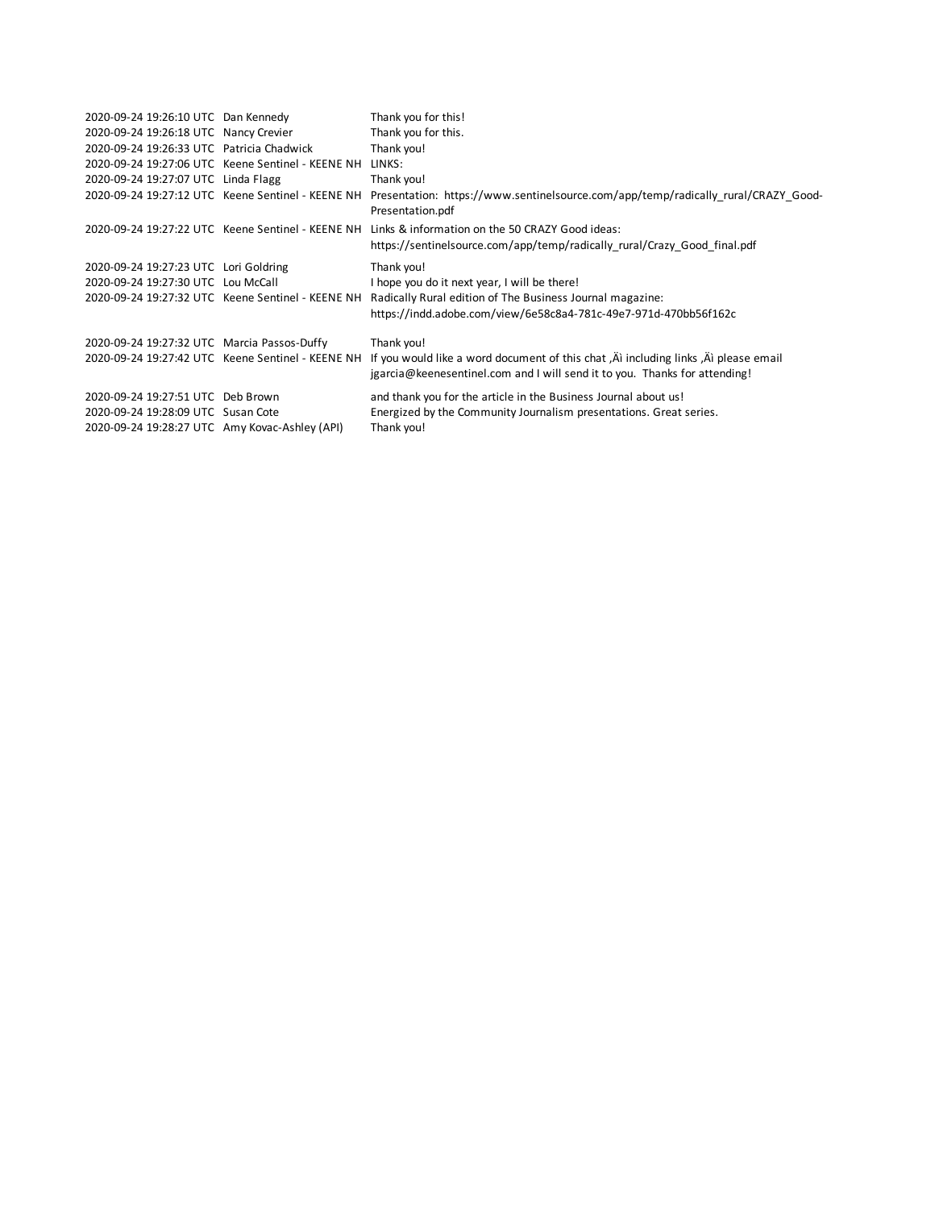| | | |
|---|---|---|
| 2020-09-24 19:26:10 UTC | Dan Kennedy | Thank you for this! |
| 2020-09-24 19:26:18 UTC | Nancy Crevier | Thank you for this. |
| 2020-09-24 19:26:33 UTC | Patricia Chadwick | Thank you! |
| 2020-09-24 19:27:06 UTC | Keene Sentinel - KEENE NH | LINKS: |
| 2020-09-24 19:27:07 UTC | Linda Flagg | Thank you! |
| 2020-09-24 19:27:12 UTC | Keene Sentinel - KEENE NH | Presentation: https://www.sentinelsource.com/app/temp/radically_rural/CRAZY_Good-Presentation.pdf |
| 2020-09-24 19:27:22 UTC | Keene Sentinel - KEENE NH | Links & information on the 50 CRAZY Good ideas: https://sentinelsource.com/app/temp/radically_rural/Crazy_Good_final.pdf |
| 2020-09-24 19:27:23 UTC | Lori Goldring | Thank you! |
| 2020-09-24 19:27:30 UTC | Lou McCall | I hope you do it next year, I will be there! |
| 2020-09-24 19:27:32 UTC | Keene Sentinel - KEENE NH | Radically Rural edition of The Business Journal magazine: https://indd.adobe.com/view/6e58c8a4-781c-49e7-971d-470bb56f162c |
| 2020-09-24 19:27:32 UTC | Marcia Passos-Duffy | Thank you! |
| 2020-09-24 19:27:42 UTC | Keene Sentinel - KEENE NH | If you would like a word document of this chat ‚Äì including links ‚Äì please email jgarcia@keenesentinel.com and I will send it to you. Thanks for attending! |
| 2020-09-24 19:27:51 UTC | Deb Brown | and thank you for the article in the Business Journal about us! |
| 2020-09-24 19:28:09 UTC | Susan Cote | Energized by the Community Journalism presentations. Great series. |
| 2020-09-24 19:28:27 UTC | Amy Kovac-Ashley (API) | Thank you! |